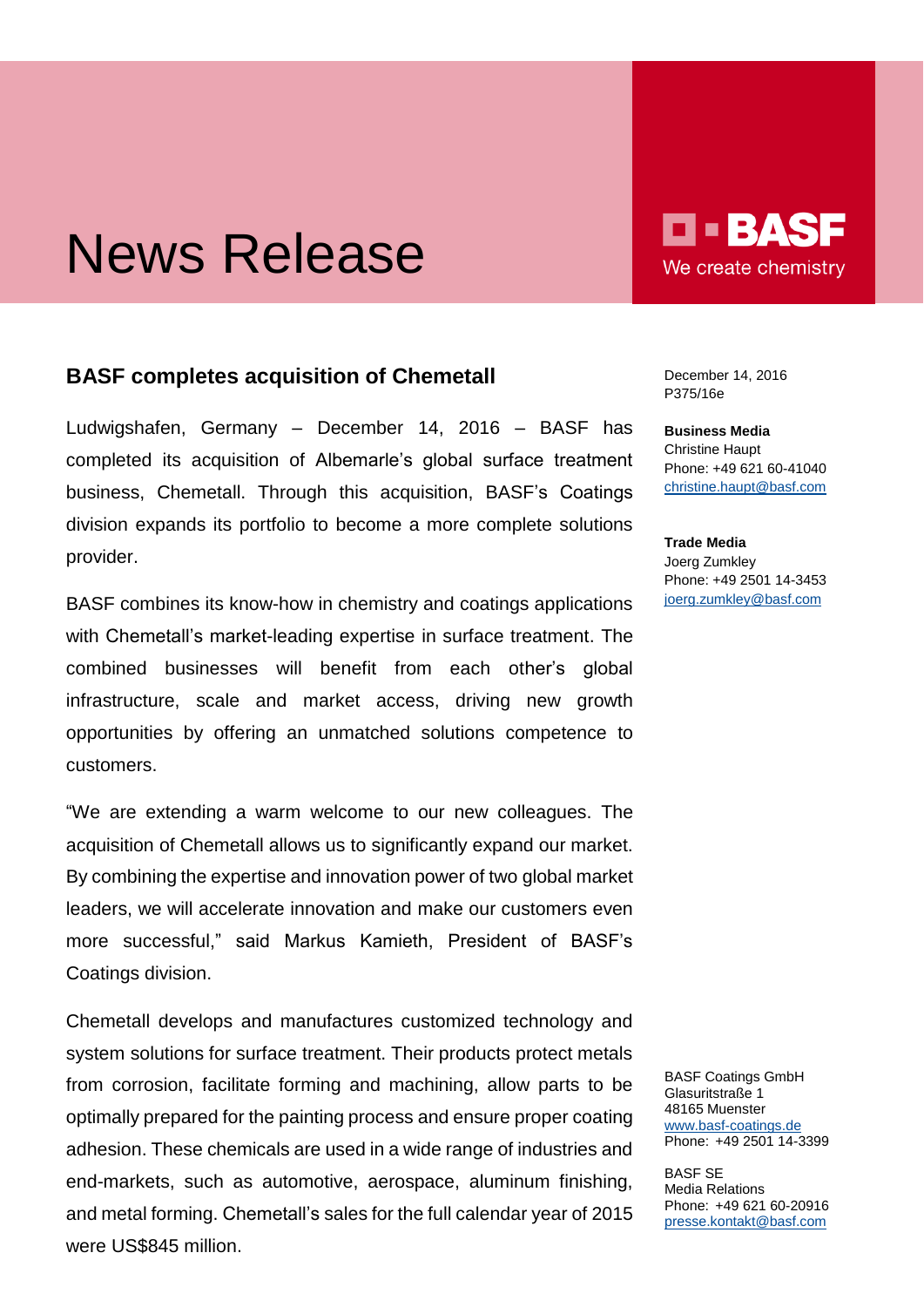# News Release

BASF

We create chemistry

## BASF completes acquisition of Chemetall

December 14, 2016
P375/16e

**Business Media**
Christine Haupt
Phone: +49 621 60-41040
christine.haupt@basf.com

**Trade Media**
Joerg Zumkley
Phone: +49 2501 14-3453
joerg.zumkley@basf.com

Ludwigshafen, Germany – December 14, 2016 – BASF has completed its acquisition of Albemarle's global surface treatment business, Chemetall. Through this acquisition, BASF's Coatings division expands its portfolio to become a more complete solutions provider.

BASF combines its know-how in chemistry and coatings applications with Chemetall's market-leading expertise in surface treatment. The combined businesses will benefit from each other's global infrastructure, scale and market access, driving new growth opportunities by offering an unmatched solutions competence to customers.

"We are extending a warm welcome to our new colleagues. The acquisition of Chemetall allows us to significantly expand our market. By combining the expertise and innovation power of two global market leaders, we will accelerate innovation and make our customers even more successful," said Markus Kamieth, President of BASF's Coatings division.

Chemetall develops and manufactures customized technology and system solutions for surface treatment. Their products protect metals from corrosion, facilitate forming and machining, allow parts to be optimally prepared for the painting process and ensure proper coating adhesion. These chemicals are used in a wide range of industries and end-markets, such as automotive, aerospace, aluminum finishing, and metal forming. Chemetall's sales for the full calendar year of 2015 were US$845 million.

BASF Coatings GmbH
Glasuritstraße 1
48165 Muenster
www.basf-coatings.de
Phone: +49 2501 14-3399

BASF SE
Media Relations
Phone: +49 621 60-20916
presse.kontakt@basf.com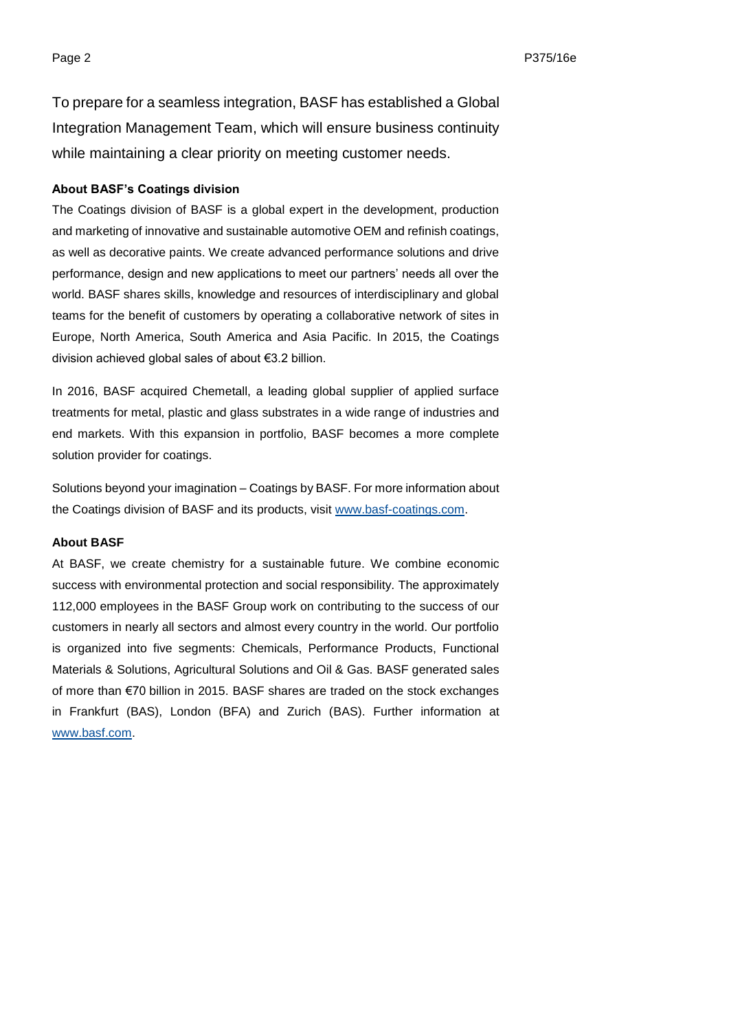To prepare for a seamless integration, BASF has established a Global Integration Management Team, which will ensure business continuity while maintaining a clear priority on meeting customer needs.

**About BASF's Coatings division**

The Coatings division of BASF is a global expert in the development, production and marketing of innovative and sustainable automotive OEM and refinish coatings, as well as decorative paints. We create advanced performance solutions and drive performance, design and new applications to meet our partners' needs all over the world. BASF shares skills, knowledge and resources of interdisciplinary and global teams for the benefit of customers by operating a collaborative network of sites in Europe, North America, South America and Asia Pacific. In 2015, the Coatings division achieved global sales of about €3.2 billion.

In 2016, BASF acquired Chemetall, a leading global supplier of applied surface treatments for metal, plastic and glass substrates in a wide range of industries and end markets. With this expansion in portfolio, BASF becomes a more complete solution provider for coatings.

Solutions beyond your imagination – Coatings by BASF. For more information about the Coatings division of BASF and its products, visit www.basf-coatings.com.

**About BASF**

At BASF, we create chemistry for a sustainable future. We combine economic success with environmental protection and social responsibility. The approximately 112,000 employees in the BASF Group work on contributing to the success of our customers in nearly all sectors and almost every country in the world. Our portfolio is organized into five segments: Chemicals, Performance Products, Functional Materials & Solutions, Agricultural Solutions and Oil & Gas. BASF generated sales of more than €70 billion in 2015. BASF shares are traded on the stock exchanges in Frankfurt (BAS), London (BFA) and Zurich (BAS). Further information at www.basf.com.